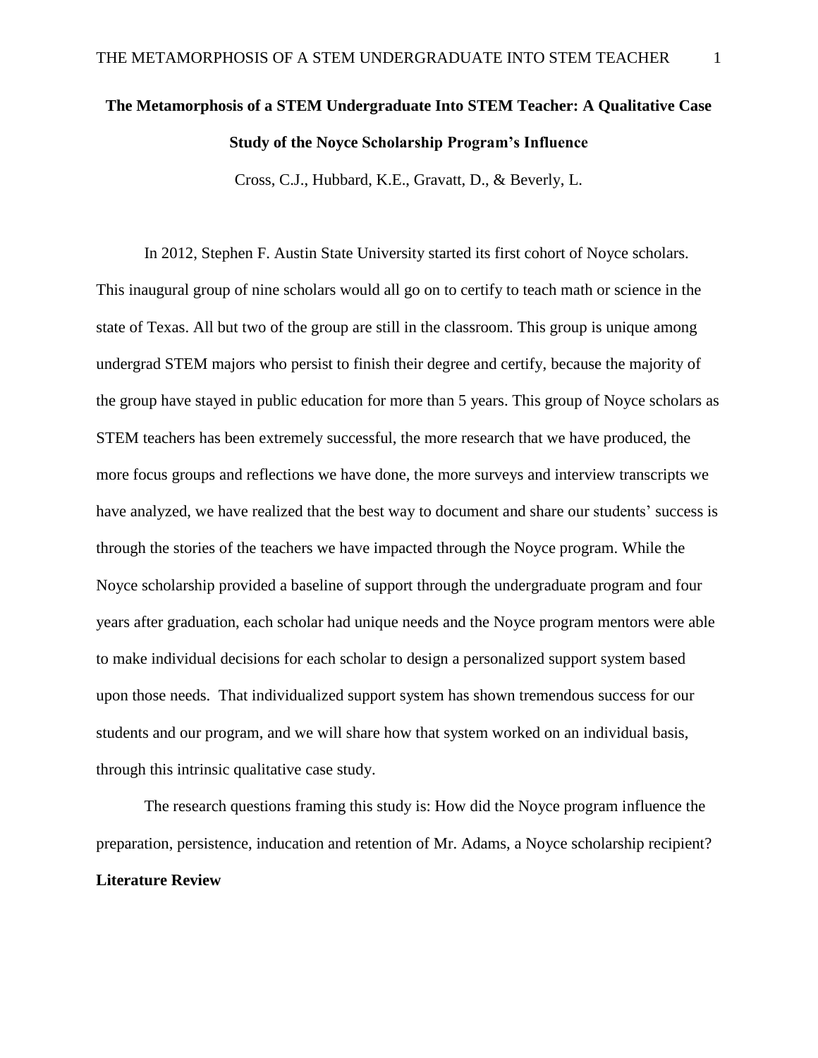# The Metamorphosis of a STEM Undergraduate Into STEM Teacher: A Qualitative Case Study of the Noyce Scholarship Program's Influence

Cross, C.J., Hubbard, K.E., Gravatt, D., & Beverly, L.

In 2012, Stephen F. Austin State University started its first cohort of Noyce scholars. This inaugural group of nine scholars would all go on to certify to teach math or science in the state of Texas. All but two of the group are still in the classroom. This group is unique among undergrad STEM majors who persist to finish their degree and certify, because the majority of the group have stayed in public education for more than 5 years. This group of Noyce scholars as STEM teachers has been extremely successful, the more research that we have produced, the more focus groups and reflections we have done, the more surveys and interview transcripts we have analyzed, we have realized that the best way to document and share our students' success is through the stories of the teachers we have impacted through the Noyce program. While the Noyce scholarship provided a baseline of support through the undergraduate program and four years after graduation, each scholar had unique needs and the Noyce program mentors were able to make individual decisions for each scholar to design a personalized support system based upon those needs. That individualized support system has shown tremendous success for our students and our program, and we will share how that system worked on an individual basis, through this intrinsic qualitative case study.

The research questions framing this study is: How did the Noyce program influence the preparation, persistence, inducation and retention of Mr. Adams, a Noyce scholarship recipient?

## Literature Review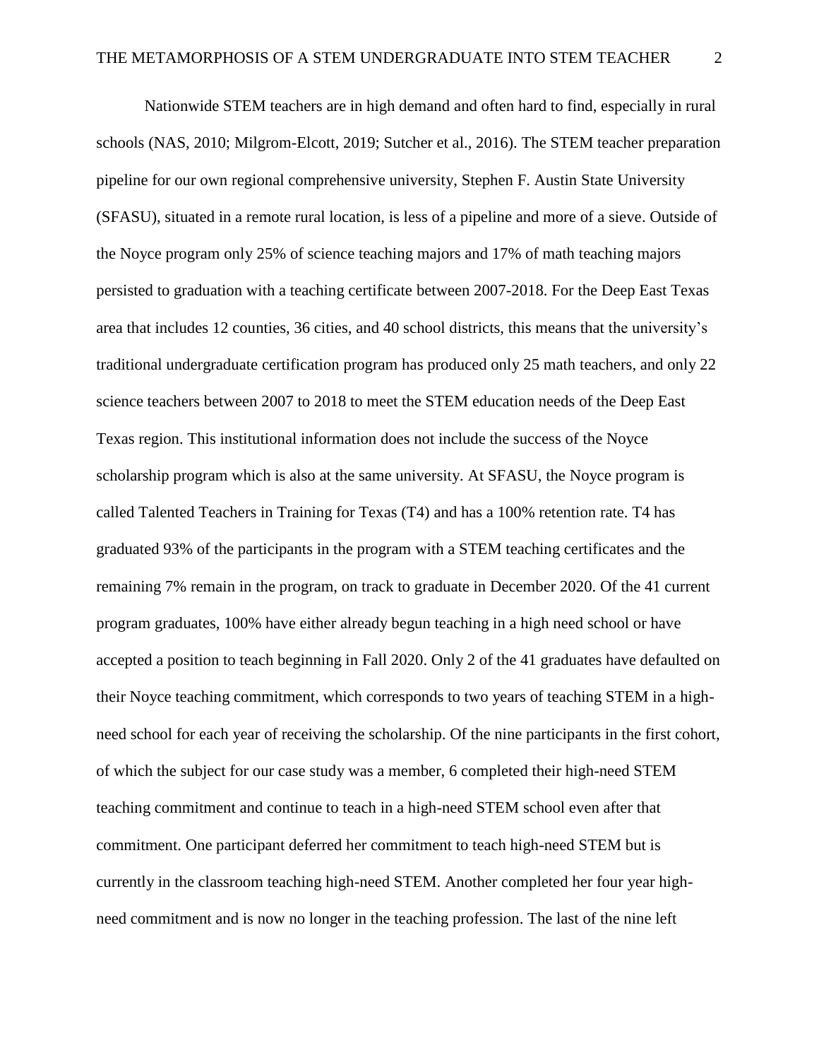Nationwide STEM teachers are in high demand and often hard to find, especially in rural schools (NAS, 2010; Milgrom-Elcott, 2019; Sutcher et al., 2016). The STEM teacher preparation pipeline for our own regional comprehensive university, Stephen F. Austin State University (SFASU), situated in a remote rural location, is less of a pipeline and more of a sieve. Outside of the Noyce program only 25% of science teaching majors and 17% of math teaching majors persisted to graduation with a teaching certificate between 2007-2018. For the Deep East Texas area that includes 12 counties, 36 cities, and 40 school districts, this means that the university's traditional undergraduate certification program has produced only 25 math teachers, and only 22 science teachers between 2007 to 2018 to meet the STEM education needs of the Deep East Texas region. This institutional information does not include the success of the Noyce scholarship program which is also at the same university. At SFASU, the Noyce program is called Talented Teachers in Training for Texas (T4) and has a 100% retention rate. T4 has graduated 93% of the participants in the program with a STEM teaching certificates and the remaining 7% remain in the program, on track to graduate in December 2020. Of the 41 current program graduates, 100% have either already begun teaching in a high need school or have accepted a position to teach beginning in Fall 2020. Only 2 of the 41 graduates have defaulted on their Noyce teaching commitment, which corresponds to two years of teaching STEM in a high-need school for each year of receiving the scholarship. Of the nine participants in the first cohort, of which the subject for our case study was a member, 6 completed their high-need STEM teaching commitment and continue to teach in a high-need STEM school even after that commitment. One participant deferred her commitment to teach high-need STEM but is currently in the classroom teaching high-need STEM. Another completed her four year high-need commitment and is now no longer in the teaching profession. The last of the nine left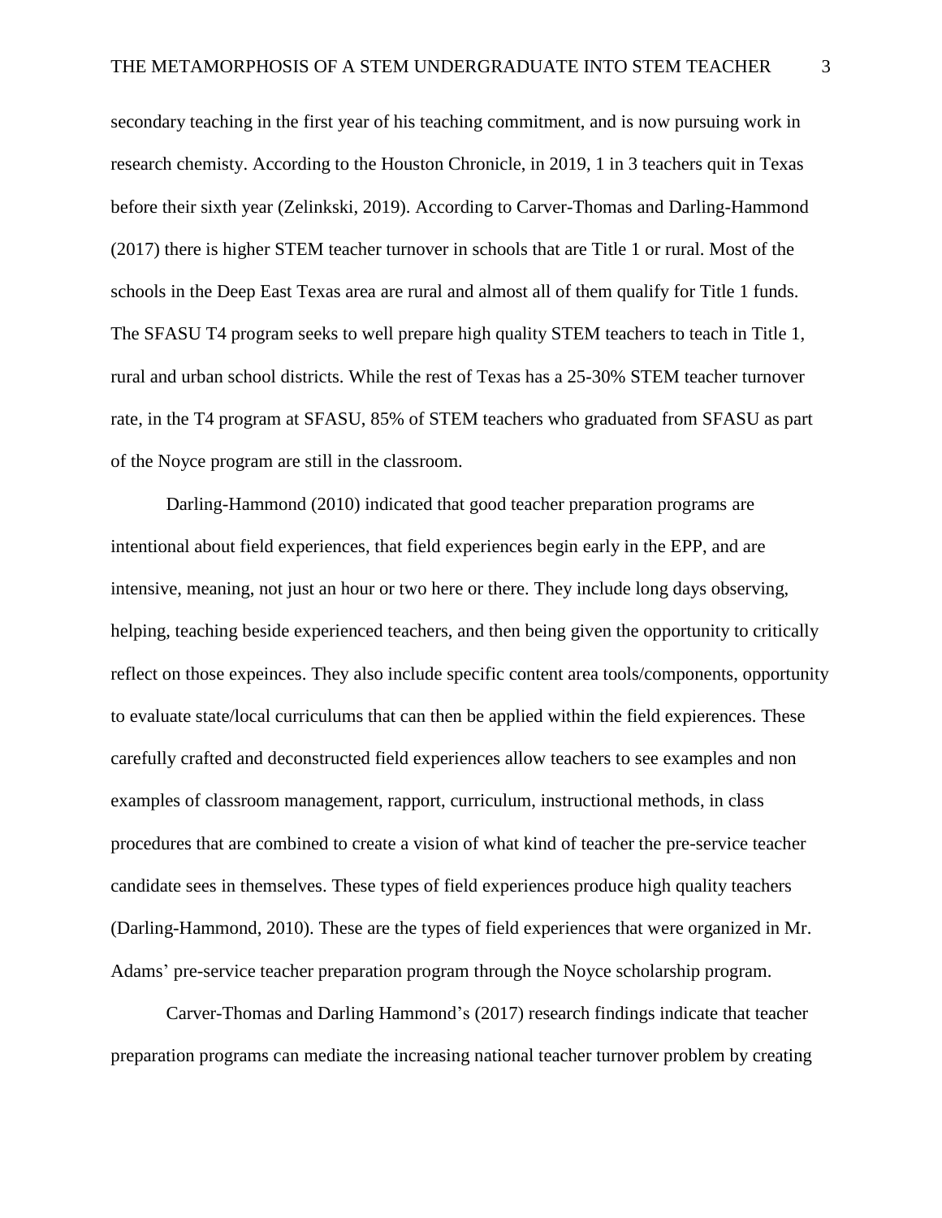secondary teaching in the first year of his teaching commitment, and is now pursuing work in research chemisty. According to the Houston Chronicle, in 2019, 1 in 3 teachers quit in Texas before their sixth year (Zelinkski, 2019). According to Carver-Thomas and Darling-Hammond (2017) there is higher STEM teacher turnover in schools that are Title 1 or rural. Most of the schools in the Deep East Texas area are rural and almost all of them qualify for Title 1 funds. The SFASU T4 program seeks to well prepare high quality STEM teachers to teach in Title 1, rural and urban school districts. While the rest of Texas has a 25-30% STEM teacher turnover rate, in the T4 program at SFASU, 85% of STEM teachers who graduated from SFASU as part of the Noyce program are still in the classroom.

Darling-Hammond (2010) indicated that good teacher preparation programs are intentional about field experiences, that field experiences begin early in the EPP, and are intensive, meaning, not just an hour or two here or there. They include long days observing, helping, teaching beside experienced teachers, and then being given the opportunity to critically reflect on those expeinces. They also include specific content area tools/components, opportunity to evaluate state/local curriculums that can then be applied within the field expierences. These carefully crafted and deconstructed field experiences allow teachers to see examples and non examples of classroom management, rapport, curriculum, instructional methods, in class procedures that are combined to create a vision of what kind of teacher the pre-service teacher candidate sees in themselves. These types of field experiences produce high quality teachers (Darling-Hammond, 2010). These are the types of field experiences that were organized in Mr. Adams' pre-service teacher preparation program through the Noyce scholarship program.

Carver-Thomas and Darling Hammond's (2017) research findings indicate that teacher preparation programs can mediate the increasing national teacher turnover problem by creating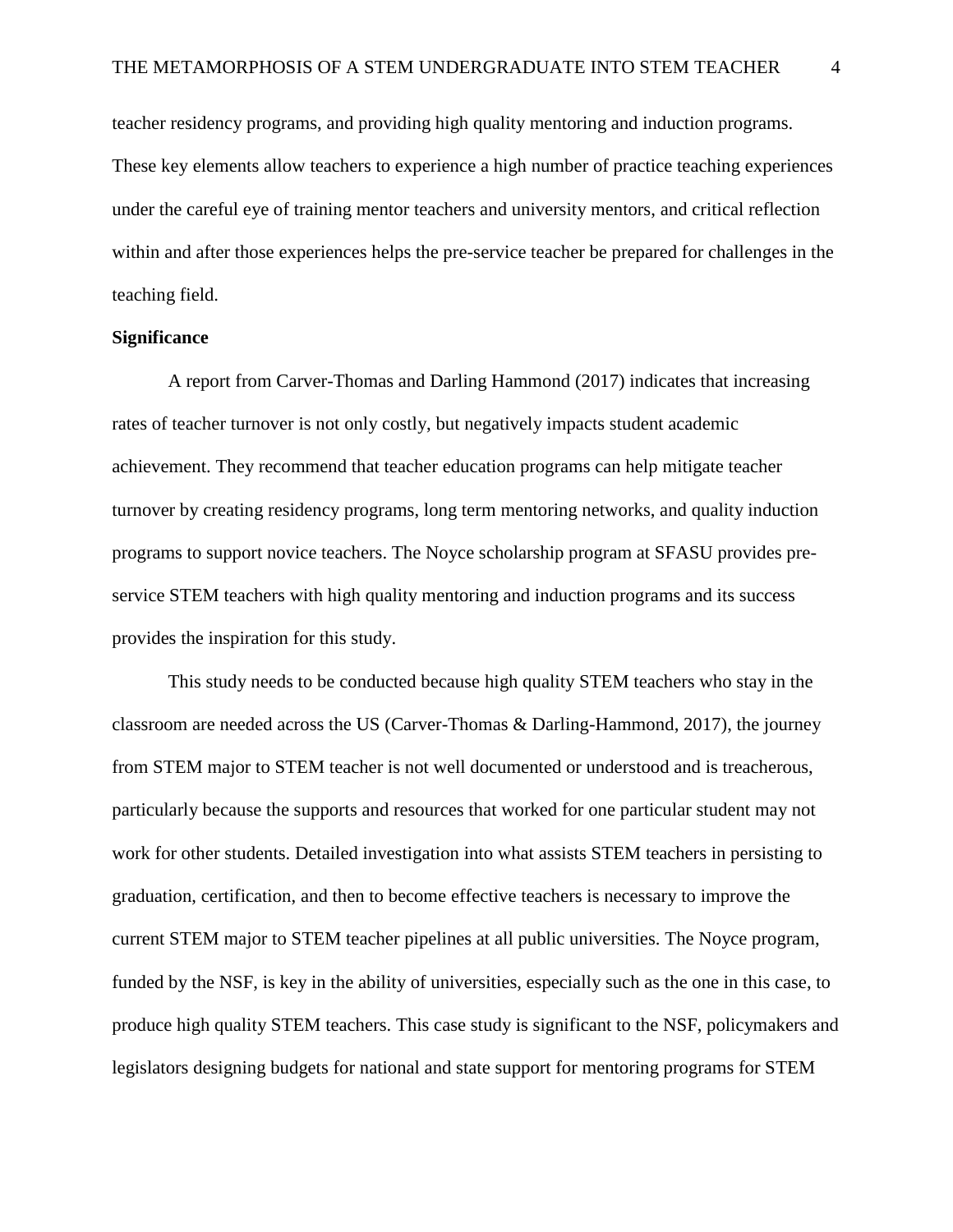teacher residency programs, and providing high quality mentoring and induction programs. These key elements allow teachers to experience a high number of practice teaching experiences under the careful eye of training mentor teachers and university mentors, and critical reflection within and after those experiences helps the pre-service teacher be prepared for challenges in the teaching field.

**Significance**

A report from Carver-Thomas and Darling Hammond (2017) indicates that increasing rates of teacher turnover is not only costly, but negatively impacts student academic achievement. They recommend that teacher education programs can help mitigate teacher turnover by creating residency programs, long term mentoring networks, and quality induction programs to support novice teachers. The Noyce scholarship program at SFASU provides pre-service STEM teachers with high quality mentoring and induction programs and its success provides the inspiration for this study.

This study needs to be conducted because high quality STEM teachers who stay in the classroom are needed across the US (Carver-Thomas & Darling-Hammond, 2017), the journey from STEM major to STEM teacher is not well documented or understood and is treacherous, particularly because the supports and resources that worked for one particular student may not work for other students. Detailed investigation into what assists STEM teachers in persisting to graduation, certification, and then to become effective teachers is necessary to improve the current STEM major to STEM teacher pipelines at all public universities. The Noyce program, funded by the NSF, is key in the ability of universities, especially such as the one in this case, to produce high quality STEM teachers. This case study is significant to the NSF, policymakers and legislators designing budgets for national and state support for mentoring programs for STEM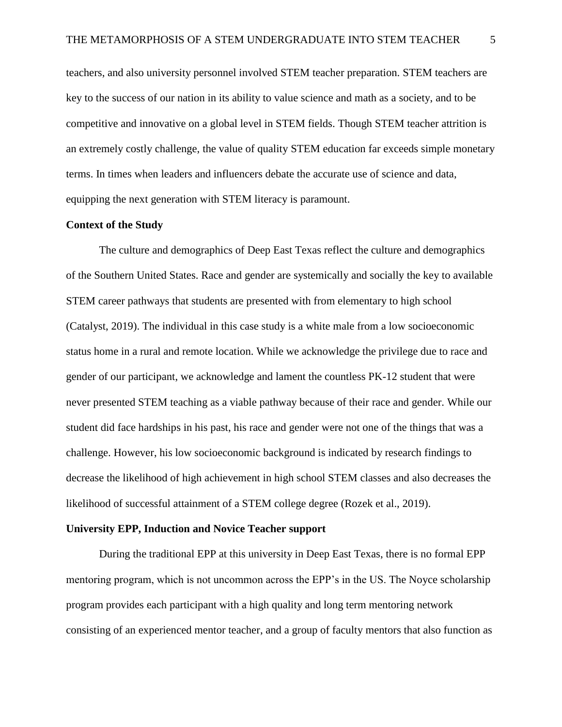teachers, and also university personnel involved STEM teacher preparation. STEM teachers are key to the success of our nation in its ability to value science and math as a society, and to be competitive and innovative on a global level in STEM fields. Though STEM teacher attrition is an extremely costly challenge, the value of quality STEM education far exceeds simple monetary terms. In times when leaders and influencers debate the accurate use of science and data, equipping the next generation with STEM literacy is paramount.

**Context of the Study**

The culture and demographics of Deep East Texas reflect the culture and demographics of the Southern United States. Race and gender are systemically and socially the key to available STEM career pathways that students are presented with from elementary to high school (Catalyst, 2019). The individual in this case study is a white male from a low socioeconomic status home in a rural and remote location. While we acknowledge the privilege due to race and gender of our participant, we acknowledge and lament the countless PK-12 student that were never presented STEM teaching as a viable pathway because of their race and gender. While our student did face hardships in his past, his race and gender were not one of the things that was a challenge. However, his low socioeconomic background is indicated by research findings to decrease the likelihood of high achievement in high school STEM classes and also decreases the likelihood of successful attainment of a STEM college degree (Rozek et al., 2019).

**University EPP, Induction and Novice Teacher support**

During the traditional EPP at this university in Deep East Texas, there is no formal EPP mentoring program, which is not uncommon across the EPP's in the US. The Noyce scholarship program provides each participant with a high quality and long term mentoring network consisting of an experienced mentor teacher, and a group of faculty mentors that also function as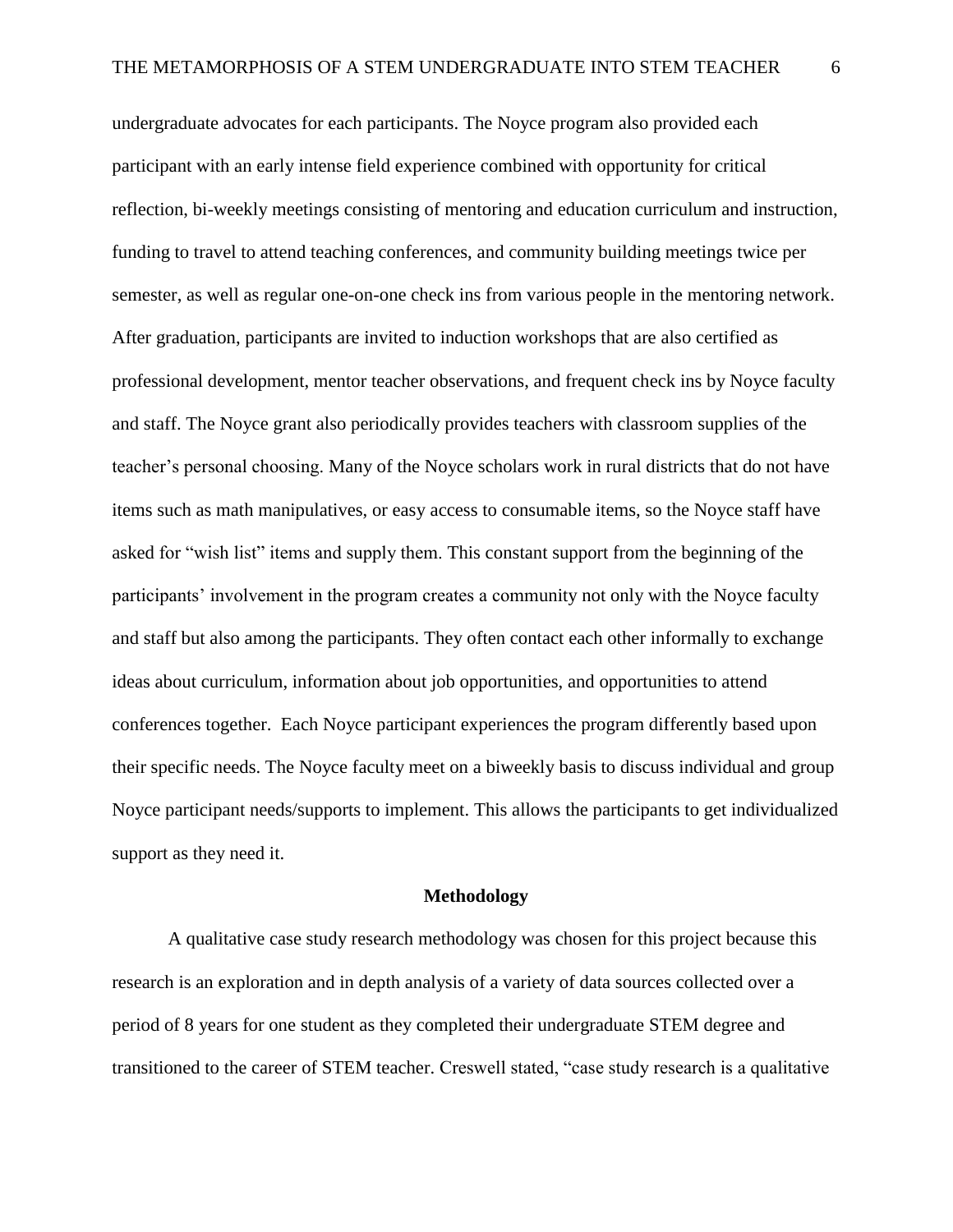undergraduate advocates for each participants. The Noyce program also provided each participant with an early intense field experience combined with opportunity for critical reflection, bi-weekly meetings consisting of mentoring and education curriculum and instruction, funding to travel to attend teaching conferences, and community building meetings twice per semester, as well as regular one-on-one check ins from various people in the mentoring network. After graduation, participants are invited to induction workshops that are also certified as professional development, mentor teacher observations, and frequent check ins by Noyce faculty and staff. The Noyce grant also periodically provides teachers with classroom supplies of the teacher's personal choosing. Many of the Noyce scholars work in rural districts that do not have items such as math manipulatives, or easy access to consumable items, so the Noyce staff have asked for "wish list" items and supply them. This constant support from the beginning of the participants' involvement in the program creates a community not only with the Noyce faculty and staff but also among the participants. They often contact each other informally to exchange ideas about curriculum, information about job opportunities, and opportunities to attend conferences together. Each Noyce participant experiences the program differently based upon their specific needs. The Noyce faculty meet on a biweekly basis to discuss individual and group Noyce participant needs/supports to implement. This allows the participants to get individualized support as they need it.

## Methodology

A qualitative case study research methodology was chosen for this project because this research is an exploration and in depth analysis of a variety of data sources collected over a period of 8 years for one student as they completed their undergraduate STEM degree and transitioned to the career of STEM teacher. Creswell stated, "case study research is a qualitative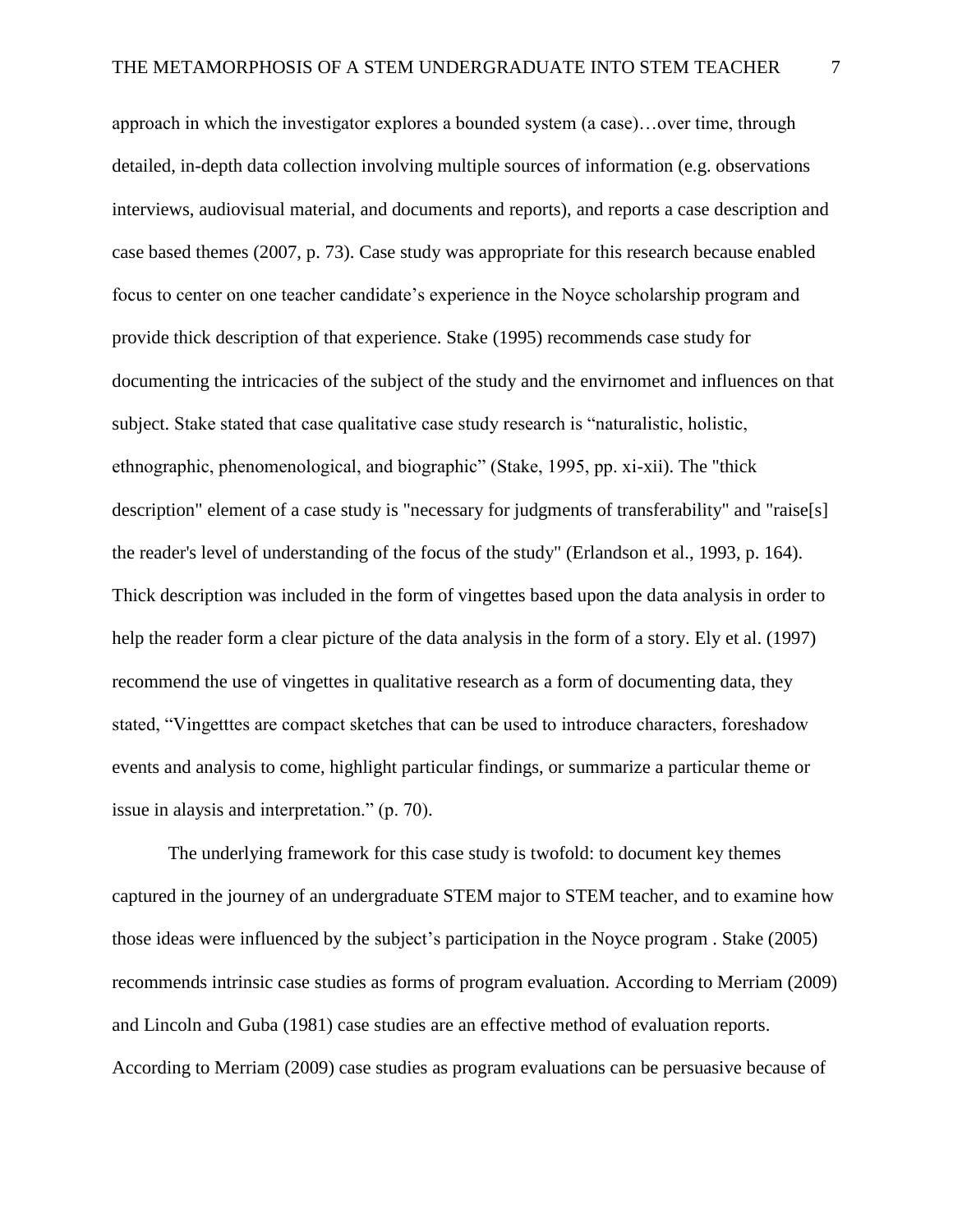approach in which the investigator explores a bounded system (a case)…over time, through detailed, in-depth data collection involving multiple sources of information (e.g. observations interviews, audiovisual material, and documents and reports), and reports a case description and case based themes (2007, p. 73). Case study was appropriate for this research because enabled focus to center on one teacher candidate's experience in the Noyce scholarship program and provide thick description of that experience. Stake (1995) recommends case study for documenting the intricacies of the subject of the study and the envirnomet and influences on that subject. Stake stated that case qualitative case study research is "naturalistic, holistic, ethnographic, phenomenological, and biographic" (Stake, 1995, pp. xi-xii). The "thick description" element of a case study is "necessary for judgments of transferability" and "raise[s] the reader's level of understanding of the focus of the study" (Erlandson et al., 1993, p. 164). Thick description was included in the form of vignettes based upon the data analysis in order to help the reader form a clear picture of the data analysis in the form of a story. Ely et al. (1997) recommend the use of vignettes in qualitative research as a form of documenting data, they stated, "Vingetttes are compact sketches that can be used to introduce characters, foreshadow events and analysis to come, highlight particular findings, or summarize a particular theme or issue in alaysis and interpretation." (p. 70).

The underlying framework for this case study is twofold: to document key themes captured in the journey of an undergraduate STEM major to STEM teacher, and to examine how those ideas were influenced by the subject's participation in the Noyce program . Stake (2005) recommends intrinsic case studies as forms of program evaluation. According to Merriam (2009) and Lincoln and Guba (1981) case studies are an effective method of evaluation reports. According to Merriam (2009) case studies as program evaluations can be persuasive because of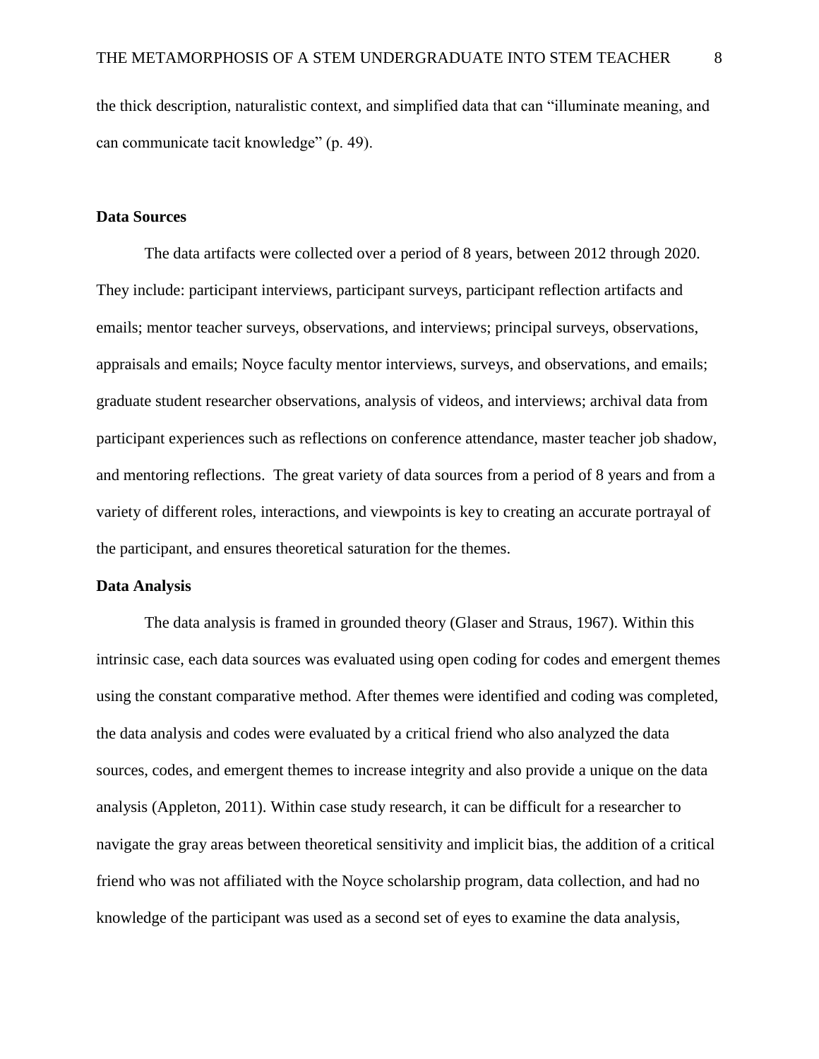the thick description, naturalistic context, and simplified data that can "illuminate meaning, and can communicate tacit knowledge" (p. 49).

**Data Sources**

The data artifacts were collected over a period of 8 years, between 2012 through 2020. They include: participant interviews, participant surveys, participant reflection artifacts and emails; mentor teacher surveys, observations, and interviews; principal surveys, observations, appraisals and emails; Noyce faculty mentor interviews, surveys, and observations, and emails; graduate student researcher observations, analysis of videos, and interviews; archival data from participant experiences such as reflections on conference attendance, master teacher job shadow, and mentoring reflections. The great variety of data sources from a period of 8 years and from a variety of different roles, interactions, and viewpoints is key to creating an accurate portrayal of the participant, and ensures theoretical saturation for the themes.

**Data Analysis**

The data analysis is framed in grounded theory (Glaser and Straus, 1967). Within this intrinsic case, each data sources was evaluated using open coding for codes and emergent themes using the constant comparative method. After themes were identified and coding was completed, the data analysis and codes were evaluated by a critical friend who also analyzed the data sources, codes, and emergent themes to increase integrity and also provide a unique on the data analysis (Appleton, 2011). Within case study research, it can be difficult for a researcher to navigate the gray areas between theoretical sensitivity and implicit bias, the addition of a critical friend who was not affiliated with the Noyce scholarship program, data collection, and had no knowledge of the participant was used as a second set of eyes to examine the data analysis,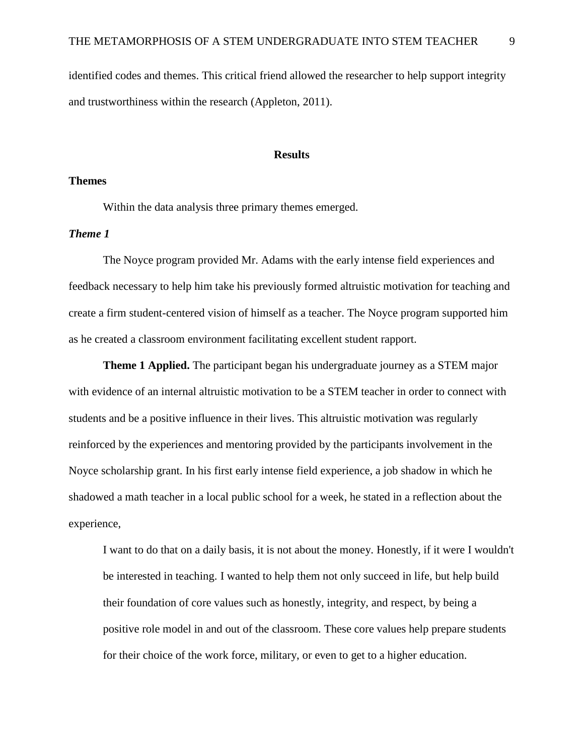identified codes and themes. This critical friend allowed the researcher to help support integrity and trustworthiness within the research (Appleton, 2011).

# Results

## Themes

Within the data analysis three primary themes emerged.

### *Theme 1*

The Noyce program provided Mr. Adams with the early intense field experiences and feedback necessary to help him take his previously formed altruistic motivation for teaching and create a firm student-centered vision of himself as a teacher. The Noyce program supported him as he created a classroom environment facilitating excellent student rapport.

**Theme 1 Applied.** The participant began his undergraduate journey as a STEM major with evidence of an internal altruistic motivation to be a STEM teacher in order to connect with students and be a positive influence in their lives. This altruistic motivation was regularly reinforced by the experiences and mentoring provided by the participants involvement in the Noyce scholarship grant. In his first early intense field experience, a job shadow in which he shadowed a math teacher in a local public school for a week, he stated in a reflection about the experience,

> I want to do that on a daily basis, it is not about the money. Honestly, if it were I wouldn't be interested in teaching. I wanted to help them not only succeed in life, but help build their foundation of core values such as honestly, integrity, and respect, by being a positive role model in and out of the classroom. These core values help prepare students for their choice of the work force, military, or even to get to a higher education.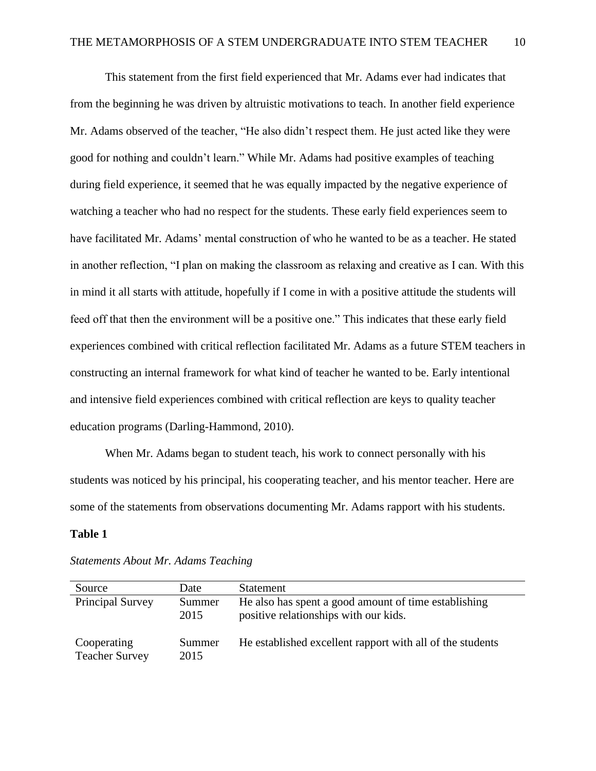This statement from the first field experienced that Mr. Adams ever had indicates that from the beginning he was driven by altruistic motivations to teach. In another field experience Mr. Adams observed of the teacher, "He also didn't respect them. He just acted like they were good for nothing and couldn't learn." While Mr. Adams had positive examples of teaching during field experience, it seemed that he was equally impacted by the negative experience of watching a teacher who had no respect for the students. These early field experiences seem to have facilitated Mr. Adams' mental construction of who he wanted to be as a teacher. He stated in another reflection, "I plan on making the classroom as relaxing and creative as I can. With this in mind it all starts with attitude, hopefully if I come in with a positive attitude the students will feed off that then the environment will be a positive one." This indicates that these early field experiences combined with critical reflection facilitated Mr. Adams as a future STEM teachers in constructing an internal framework for what kind of teacher he wanted to be. Early intentional and intensive field experiences combined with critical reflection are keys to quality teacher education programs (Darling-Hammond, 2010).

When Mr. Adams began to student teach, his work to connect personally with his students was noticed by his principal, his cooperating teacher, and his mentor teacher. Here are some of the statements from observations documenting Mr. Adams rapport with his students.

**Table 1**

*Statements About Mr. Adams Teaching*

| Source | Date | Statement |
|---|---|---|
| Principal Survey | Summer 2015 | He also has spent a good amount of time establishing positive relationships with our kids. |
| Cooperating Teacher Survey | Summer 2015 | He established excellent rapport with all of the students |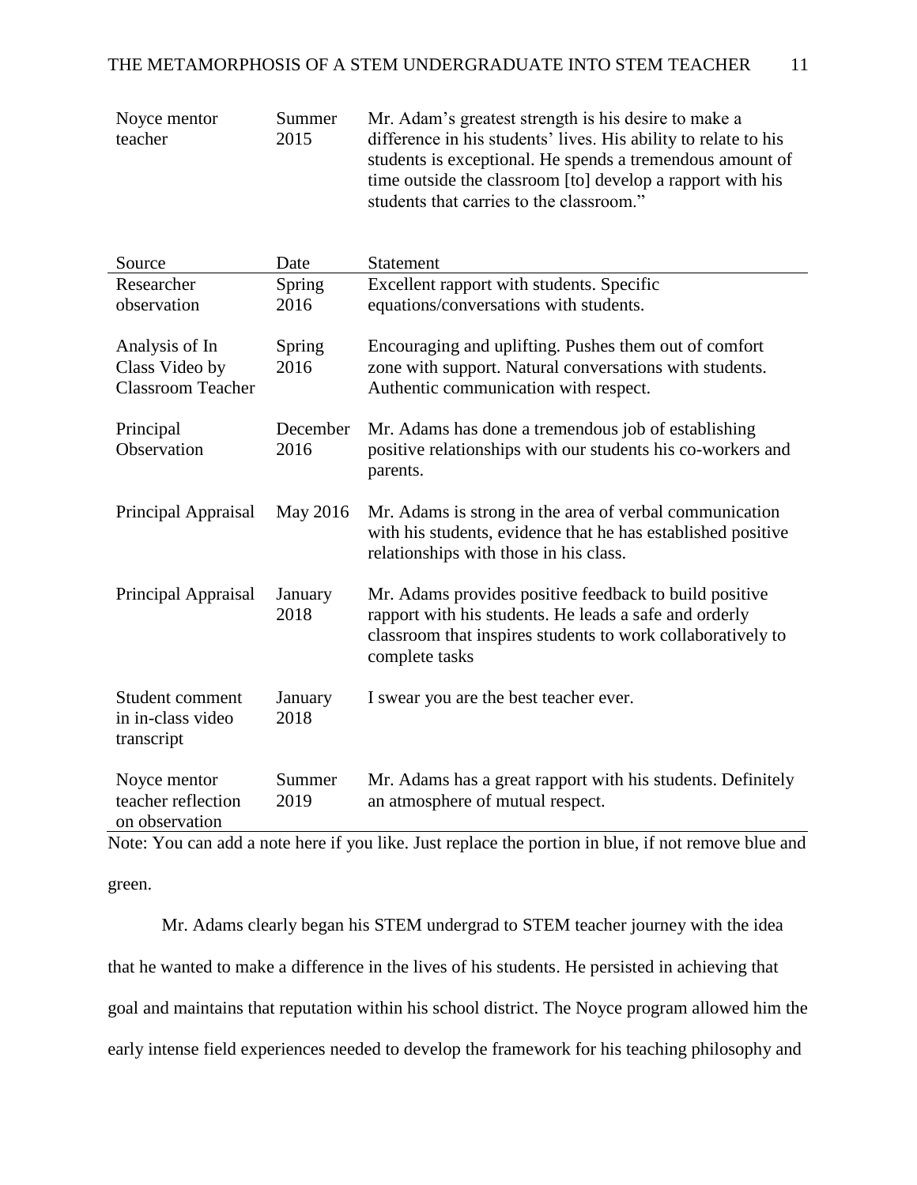| | | |
|---|---|---|
| Noyce mentor teacher | Summer 2015 | Mr. Adam's greatest strength is his desire to make a difference in his students' lives. His ability to relate to his students is exceptional. He spends a tremendous amount of time outside the classroom [to] develop a rapport with his students that carries to the classroom." |

| Source | Date | Statement |
|---|---|---|
| Researcher observation | Spring 2016 | Excellent rapport with students. Specific equations/conversations with students. |
| Analysis of In Class Video by Classroom Teacher | Spring 2016 | Encouraging and uplifting. Pushes them out of comfort zone with support. Natural conversations with students. Authentic communication with respect. |
| Principal Observation | December 2016 | Mr. Adams has done a tremendous job of establishing positive relationships with our students his co-workers and parents. |
| Principal Appraisal | May 2016 | Mr. Adams is strong in the area of verbal communication with his students, evidence that he has established positive relationships with those in his class. |
| Principal Appraisal | January 2018 | Mr. Adams provides positive feedback to build positive rapport with his students. He leads a safe and orderly classroom that inspires students to work collaboratively to complete tasks |
| Student comment in in-class video transcript | January 2018 | I swear you are the best teacher ever. |
| Noyce mentor teacher reflection on observation | Summer 2019 | Mr. Adams has a great rapport with his students. Definitely an atmosphere of mutual respect. |

Note: You can add a note here if you like. Just replace the portion in blue, if not remove blue and green.

Mr. Adams clearly began his STEM undergrad to STEM teacher journey with the idea that he wanted to make a difference in the lives of his students. He persisted in achieving that goal and maintains that reputation within his school district. The Noyce program allowed him the early intense field experiences needed to develop the framework for his teaching philosophy and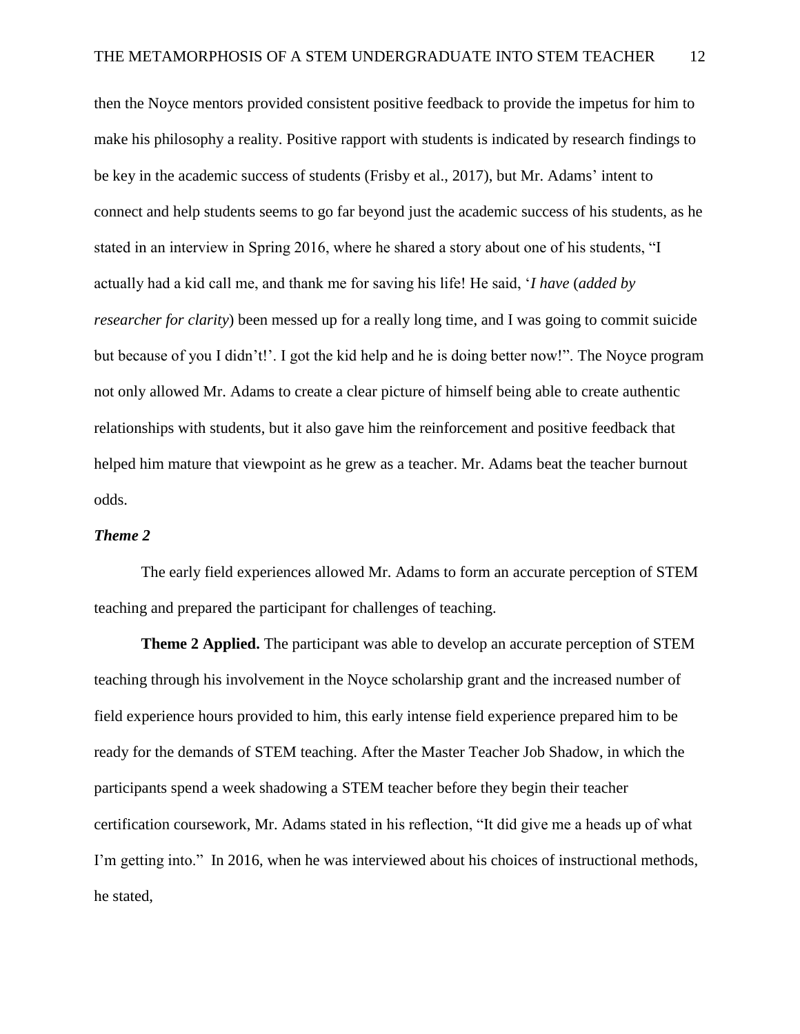then the Noyce mentors provided consistent positive feedback to provide the impetus for him to make his philosophy a reality. Positive rapport with students is indicated by research findings to be key in the academic success of students (Frisby et al., 2017), but Mr. Adams' intent to connect and help students seems to go far beyond just the academic success of his students, as he stated in an interview in Spring 2016, where he shared a story about one of his students, "I actually had a kid call me, and thank me for saving his life! He said, '*I have* (*added by researcher for clarity*) been messed up for a really long time, and I was going to commit suicide but because of you I didn't!'. I got the kid help and he is doing better now!". The Noyce program not only allowed Mr. Adams to create a clear picture of himself being able to create authentic relationships with students, but it also gave him the reinforcement and positive feedback that helped him mature that viewpoint as he grew as a teacher. Mr. Adams beat the teacher burnout odds.

### *Theme 2*

The early field experiences allowed Mr. Adams to form an accurate perception of STEM teaching and prepared the participant for challenges of teaching.

**Theme 2 Applied.** The participant was able to develop an accurate perception of STEM teaching through his involvement in the Noyce scholarship grant and the increased number of field experience hours provided to him, this early intense field experience prepared him to be ready for the demands of STEM teaching. After the Master Teacher Job Shadow, in which the participants spend a week shadowing a STEM teacher before they begin their teacher certification coursework, Mr. Adams stated in his reflection, "It did give me a heads up of what I'm getting into." In 2016, when he was interviewed about his choices of instructional methods, he stated,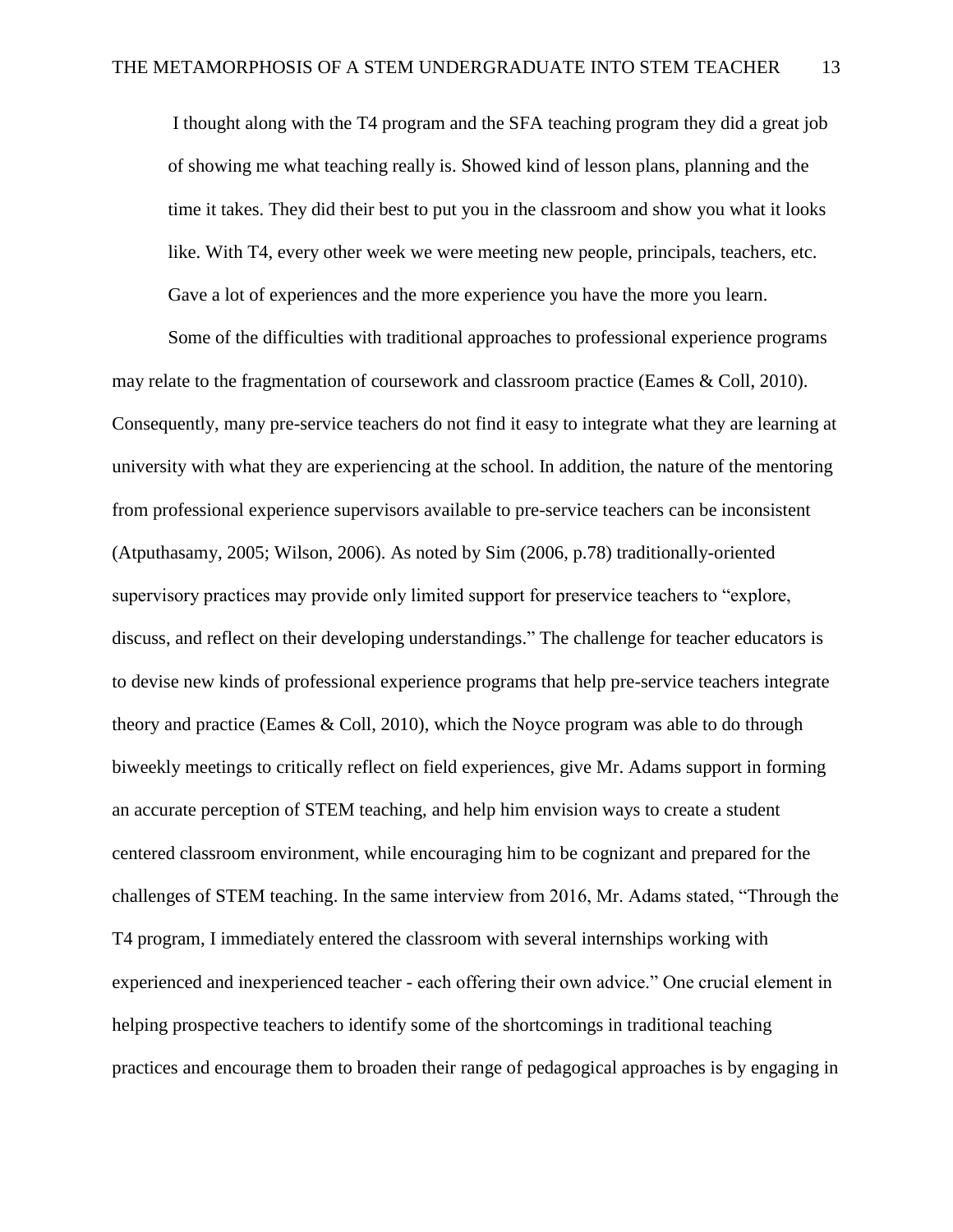> I thought along with the T4 program and the SFA teaching program they did a great job of showing me what teaching really is. Showed kind of lesson plans, planning and the time it takes. They did their best to put you in the classroom and show you what it looks like. With T4, every other week we were meeting new people, principals, teachers, etc. Gave a lot of experiences and the more experience you have the more you learn.

Some of the difficulties with traditional approaches to professional experience programs may relate to the fragmentation of coursework and classroom practice (Eames & Coll, 2010). Consequently, many pre-service teachers do not find it easy to integrate what they are learning at university with what they are experiencing at the school. In addition, the nature of the mentoring from professional experience supervisors available to pre-service teachers can be inconsistent (Atputhasamy, 2005; Wilson, 2006). As noted by Sim (2006, p.78) traditionally-oriented supervisory practices may provide only limited support for preservice teachers to "explore, discuss, and reflect on their developing understandings." The challenge for teacher educators is to devise new kinds of professional experience programs that help pre-service teachers integrate theory and practice (Eames & Coll, 2010), which the Noyce program was able to do through biweekly meetings to critically reflect on field experiences, give Mr. Adams support in forming an accurate perception of STEM teaching, and help him envision ways to create a student centered classroom environment, while encouraging him to be cognizant and prepared for the challenges of STEM teaching. In the same interview from 2016, Mr. Adams stated, "Through the T4 program, I immediately entered the classroom with several internships working with experienced and inexperienced teacher - each offering their own advice." One crucial element in helping prospective teachers to identify some of the shortcomings in traditional teaching practices and encourage them to broaden their range of pedagogical approaches is by engaging in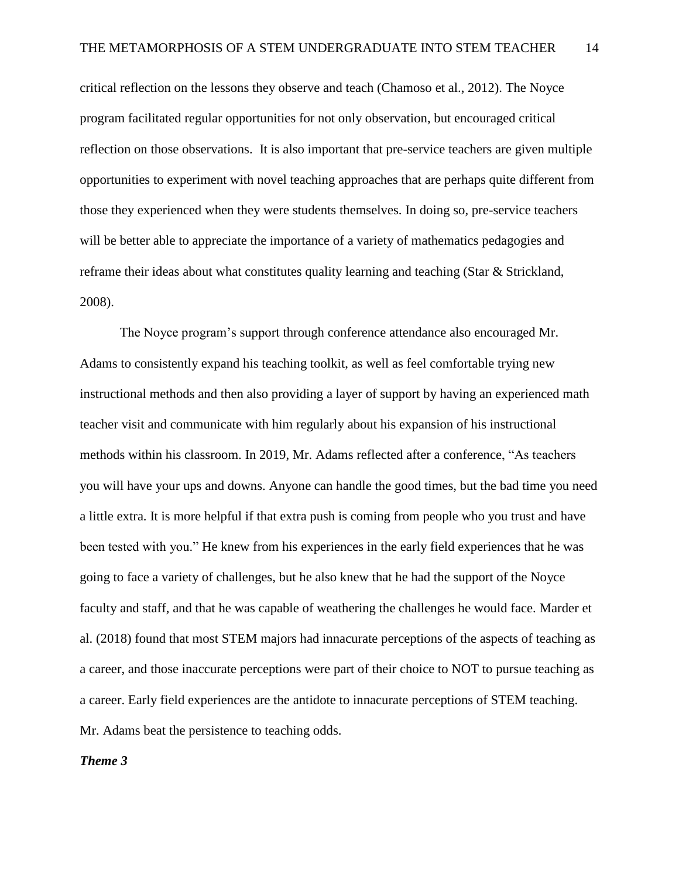critical reflection on the lessons they observe and teach (Chamoso et al., 2012). The Noyce program facilitated regular opportunities for not only observation, but encouraged critical reflection on those observations. It is also important that pre-service teachers are given multiple opportunities to experiment with novel teaching approaches that are perhaps quite different from those they experienced when they were students themselves. In doing so, pre-service teachers will be better able to appreciate the importance of a variety of mathematics pedagogies and reframe their ideas about what constitutes quality learning and teaching (Star & Strickland, 2008).

The Noyce program's support through conference attendance also encouraged Mr. Adams to consistently expand his teaching toolkit, as well as feel comfortable trying new instructional methods and then also providing a layer of support by having an experienced math teacher visit and communicate with him regularly about his expansion of his instructional methods within his classroom. In 2019, Mr. Adams reflected after a conference, "As teachers you will have your ups and downs. Anyone can handle the good times, but the bad time you need a little extra. It is more helpful if that extra push is coming from people who you trust and have been tested with you." He knew from his experiences in the early field experiences that he was going to face a variety of challenges, but he also knew that he had the support of the Noyce faculty and staff, and that he was capable of weathering the challenges he would face. Marder et al. (2018) found that most STEM majors had innacurate perceptions of the aspects of teaching as a career, and those inaccurate perceptions were part of their choice to NOT to pursue teaching as a career. Early field experiences are the antidote to innacurate perceptions of STEM teaching. Mr. Adams beat the persistence to teaching odds.

***Theme 3***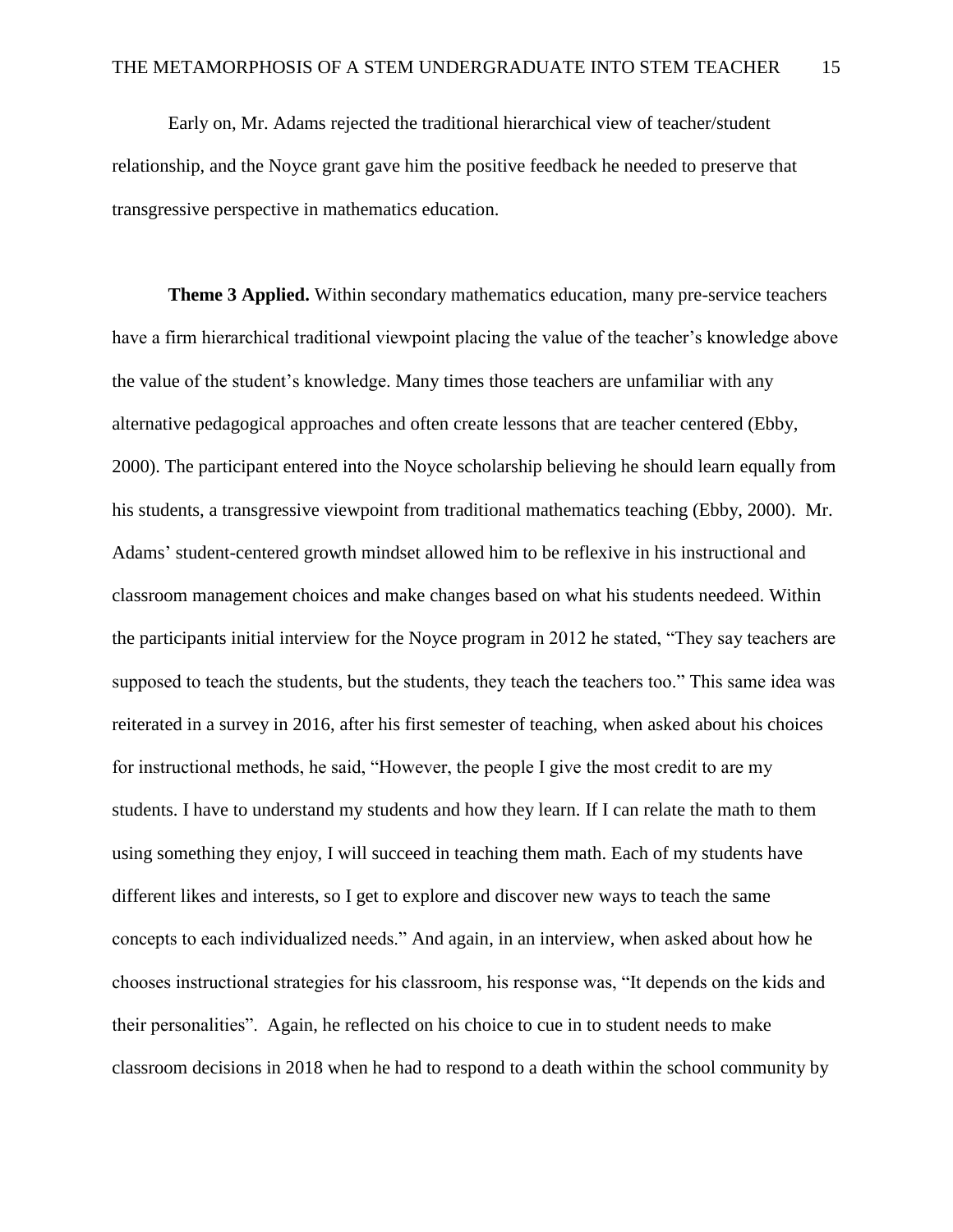Early on, Mr. Adams rejected the traditional hierarchical view of teacher/student relationship, and the Noyce grant gave him the positive feedback he needed to preserve that transgressive perspective in mathematics education.

**Theme 3 Applied.** Within secondary mathematics education, many pre-service teachers have a firm hierarchical traditional viewpoint placing the value of the teacher's knowledge above the value of the student's knowledge. Many times those teachers are unfamiliar with any alternative pedagogical approaches and often create lessons that are teacher centered (Ebby, 2000). The participant entered into the Noyce scholarship believing he should learn equally from his students, a transgressive viewpoint from traditional mathematics teaching (Ebby, 2000). Mr. Adams' student-centered growth mindset allowed him to be reflexive in his instructional and classroom management choices and make changes based on what his students needeed. Within the participants initial interview for the Noyce program in 2012 he stated, "They say teachers are supposed to teach the students, but the students, they teach the teachers too." This same idea was reiterated in a survey in 2016, after his first semester of teaching, when asked about his choices for instructional methods, he said, "However, the people I give the most credit to are my students. I have to understand my students and how they learn. If I can relate the math to them using something they enjoy, I will succeed in teaching them math. Each of my students have different likes and interests, so I get to explore and discover new ways to teach the same concepts to each individualized needs." And again, in an interview, when asked about how he chooses instructional strategies for his classroom, his response was, "It depends on the kids and their personalities". Again, he reflected on his choice to cue in to student needs to make classroom decisions in 2018 when he had to respond to a death within the school community by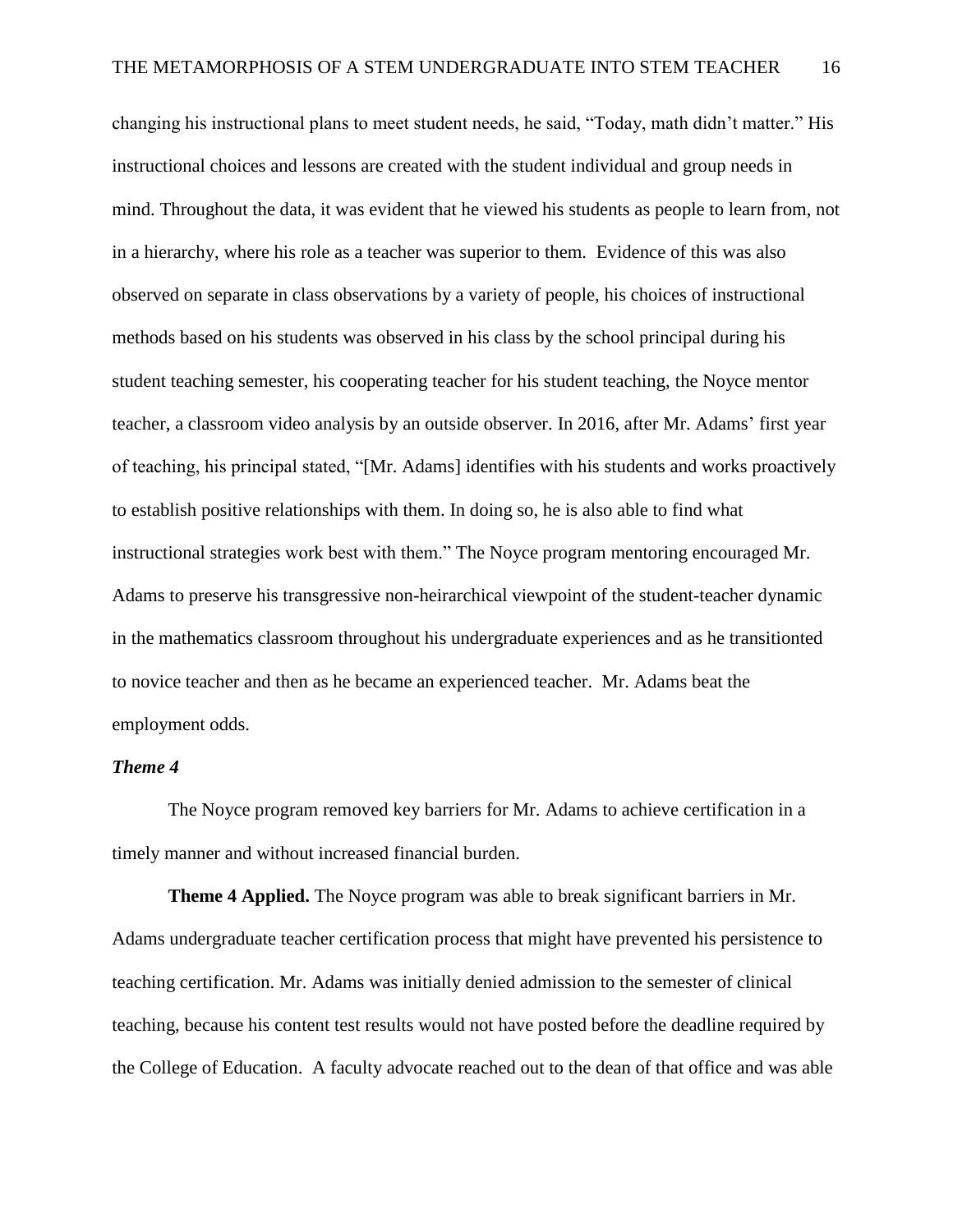changing his instructional plans to meet student needs, he said, "Today, math didn't matter." His instructional choices and lessons are created with the student individual and group needs in mind. Throughout the data, it was evident that he viewed his students as people to learn from, not in a hierarchy, where his role as a teacher was superior to them. Evidence of this was also observed on separate in class observations by a variety of people, his choices of instructional methods based on his students was observed in his class by the school principal during his student teaching semester, his cooperating teacher for his student teaching, the Noyce mentor teacher, a classroom video analysis by an outside observer. In 2016, after Mr. Adams' first year of teaching, his principal stated, "[Mr. Adams] identifies with his students and works proactively to establish positive relationships with them. In doing so, he is also able to find what instructional strategies work best with them." The Noyce program mentoring encouraged Mr. Adams to preserve his transgressive non-heirarchical viewpoint of the student-teacher dynamic in the mathematics classroom throughout his undergraduate experiences and as he transitionted to novice teacher and then as he became an experienced teacher. Mr. Adams beat the employment odds.

### *Theme 4*

The Noyce program removed key barriers for Mr. Adams to achieve certification in a timely manner and without increased financial burden.

**Theme 4 Applied.** The Noyce program was able to break significant barriers in Mr. Adams undergraduate teacher certification process that might have prevented his persistence to teaching certification. Mr. Adams was initially denied admission to the semester of clinical teaching, because his content test results would not have posted before the deadline required by the College of Education. A faculty advocate reached out to the dean of that office and was able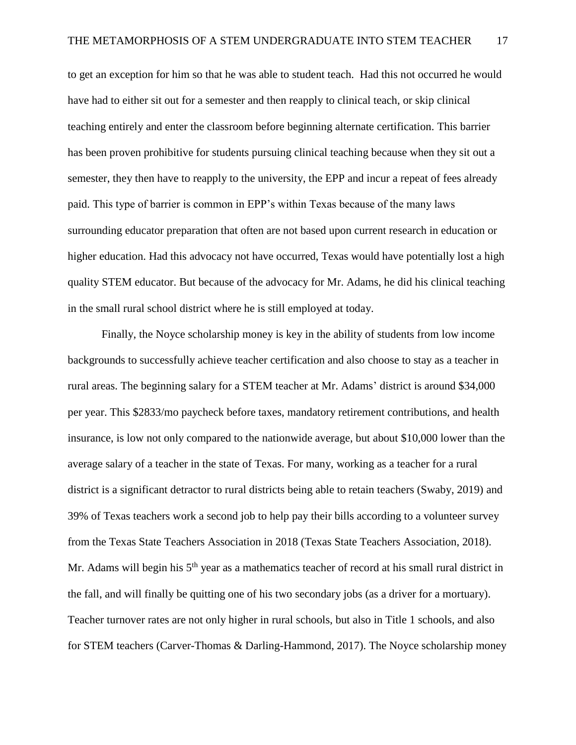to get an exception for him so that he was able to student teach. Had this not occurred he would have had to either sit out for a semester and then reapply to clinical teach, or skip clinical teaching entirely and enter the classroom before beginning alternate certification. This barrier has been proven prohibitive for students pursuing clinical teaching because when they sit out a semester, they then have to reapply to the university, the EPP and incur a repeat of fees already paid. This type of barrier is common in EPP's within Texas because of the many laws surrounding educator preparation that often are not based upon current research in education or higher education. Had this advocacy not have occurred, Texas would have potentially lost a high quality STEM educator. But because of the advocacy for Mr. Adams, he did his clinical teaching in the small rural school district where he is still employed at today.

Finally, the Noyce scholarship money is key in the ability of students from low income backgrounds to successfully achieve teacher certification and also choose to stay as a teacher in rural areas. The beginning salary for a STEM teacher at Mr. Adams' district is around $34,000 per year. This $2833/mo paycheck before taxes, mandatory retirement contributions, and health insurance, is low not only compared to the nationwide average, but about $10,000 lower than the average salary of a teacher in the state of Texas. For many, working as a teacher for a rural district is a significant detractor to rural districts being able to retain teachers (Swaby, 2019) and 39% of Texas teachers work a second job to help pay their bills according to a volunteer survey from the Texas State Teachers Association in 2018 (Texas State Teachers Association, 2018). Mr. Adams will begin his 5th year as a mathematics teacher of record at his small rural district in the fall, and will finally be quitting one of his two secondary jobs (as a driver for a mortuary). Teacher turnover rates are not only higher in rural schools, but also in Title 1 schools, and also for STEM teachers (Carver-Thomas & Darling-Hammond, 2017). The Noyce scholarship money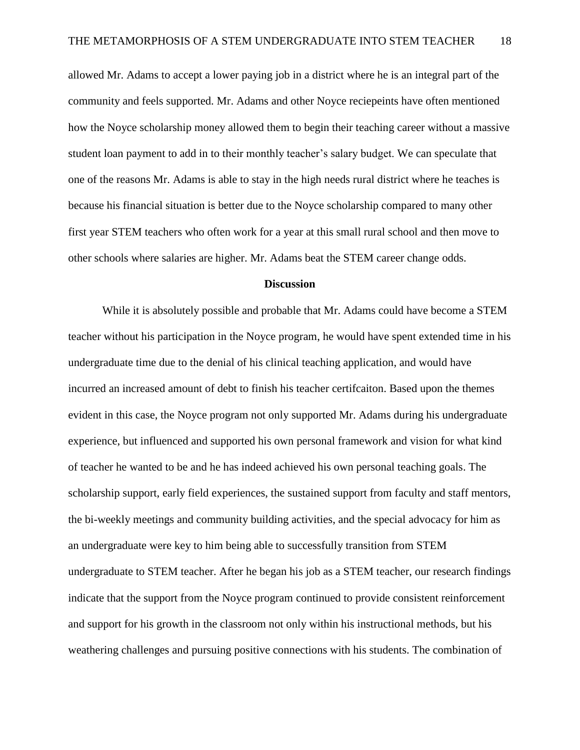allowed Mr. Adams to accept a lower paying job in a district where he is an integral part of the community and feels supported. Mr. Adams and other Noyce reciepeints have often mentioned how the Noyce scholarship money allowed them to begin their teaching career without a massive student loan payment to add in to their monthly teacher's salary budget. We can speculate that one of the reasons Mr. Adams is able to stay in the high needs rural district where he teaches is because his financial situation is better due to the Noyce scholarship compared to many other first year STEM teachers who often work for a year at this small rural school and then move to other schools where salaries are higher. Mr. Adams beat the STEM career change odds.

## Discussion

While it is absolutely possible and probable that Mr. Adams could have become a STEM teacher without his participation in the Noyce program, he would have spent extended time in his undergraduate time due to the denial of his clinical teaching application, and would have incurred an increased amount of debt to finish his teacher certifcaiton. Based upon the themes evident in this case, the Noyce program not only supported Mr. Adams during his undergraduate experience, but influenced and supported his own personal framework and vision for what kind of teacher he wanted to be and he has indeed achieved his own personal teaching goals. The scholarship support, early field experiences, the sustained support from faculty and staff mentors, the bi-weekly meetings and community building activities, and the special advocacy for him as an undergraduate were key to him being able to successfully transition from STEM undergraduate to STEM teacher. After he began his job as a STEM teacher, our research findings indicate that the support from the Noyce program continued to provide consistent reinforcement and support for his growth in the classroom not only within his instructional methods, but his weathering challenges and pursuing positive connections with his students. The combination of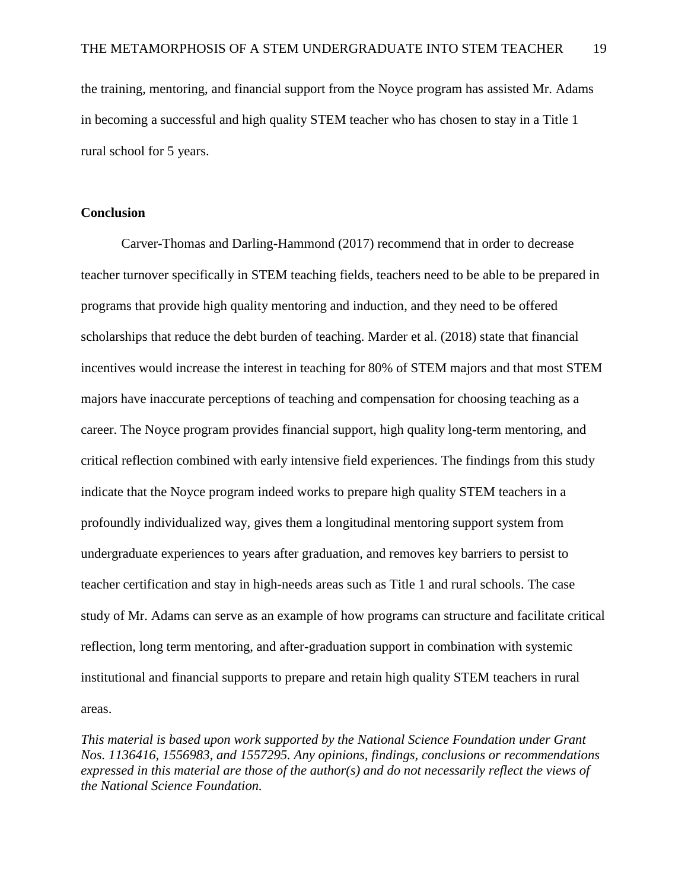the training, mentoring, and financial support from the Noyce program has assisted Mr. Adams in becoming a successful and high quality STEM teacher who has chosen to stay in a Title 1 rural school for 5 years.

**Conclusion**

Carver-Thomas and Darling-Hammond (2017) recommend that in order to decrease teacher turnover specifically in STEM teaching fields, teachers need to be able to be prepared in programs that provide high quality mentoring and induction, and they need to be offered scholarships that reduce the debt burden of teaching. Marder et al. (2018) state that financial incentives would increase the interest in teaching for 80% of STEM majors and that most STEM majors have inaccurate perceptions of teaching and compensation for choosing teaching as a career. The Noyce program provides financial support, high quality long-term mentoring, and critical reflection combined with early intensive field experiences. The findings from this study indicate that the Noyce program indeed works to prepare high quality STEM teachers in a profoundly individualized way, gives them a longitudinal mentoring support system from undergraduate experiences to years after graduation, and removes key barriers to persist to teacher certification and stay in high-needs areas such as Title 1 and rural schools. The case study of Mr. Adams can serve as an example of how programs can structure and facilitate critical reflection, long term mentoring, and after-graduation support in combination with systemic institutional and financial supports to prepare and retain high quality STEM teachers in rural areas.

*This material is based upon work supported by the National Science Foundation under Grant Nos. 1136416, 1556983, and 1557295. Any opinions, findings, conclusions or recommendations expressed in this material are those of the author(s) and do not necessarily reflect the views of the National Science Foundation.*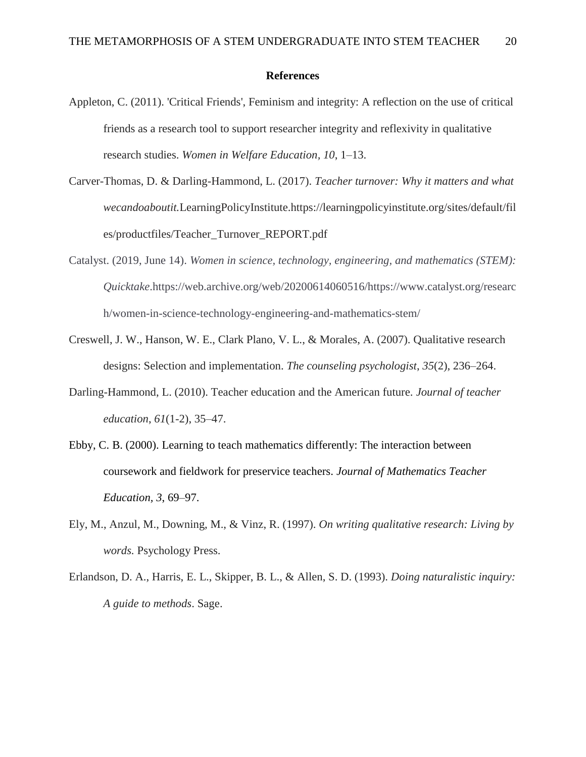**References**

Appleton, C. (2011). 'Critical Friends', Feminism and integrity: A reflection on the use of critical friends as a research tool to support researcher integrity and reflexivity in qualitative research studies. *Women in Welfare Education, 10*, 1–13.

Carver-Thomas, D. & Darling-Hammond, L. (2017). *Teacher turnover: Why it matters and what wecandoaboutit.*LearningPolicyInstitute.https://learningpolicyinstitute.org/sites/default/files/productfiles/Teacher_Turnover_REPORT.pdf

Catalyst. (2019, June 14). *Women in science, technology, engineering, and mathematics (STEM): Quicktake*.https://web.archive.org/web/20200614060516/https://www.catalyst.org/research/women-in-science-technology-engineering-and-mathematics-stem/

Creswell, J. W., Hanson, W. E., Clark Plano, V. L., & Morales, A. (2007). Qualitative research designs: Selection and implementation. *The counseling psychologist*, *35*(2), 236–264.

Darling-Hammond, L. (2010). Teacher education and the American future. *Journal of teacher education*, *61*(1-2), 35–47.

Ebby, C. B. (2000). Learning to teach mathematics differently: The interaction between coursework and fieldwork for preservice teachers. *Journal of Mathematics Teacher Education, 3*, 69–97.

Ely, M., Anzul, M., Downing, M., & Vinz, R. (1997). *On writing qualitative research: Living by words.* Psychology Press.

Erlandson, D. A., Harris, E. L., Skipper, B. L., & Allen, S. D. (1993). *Doing naturalistic inquiry: A guide to methods*. Sage.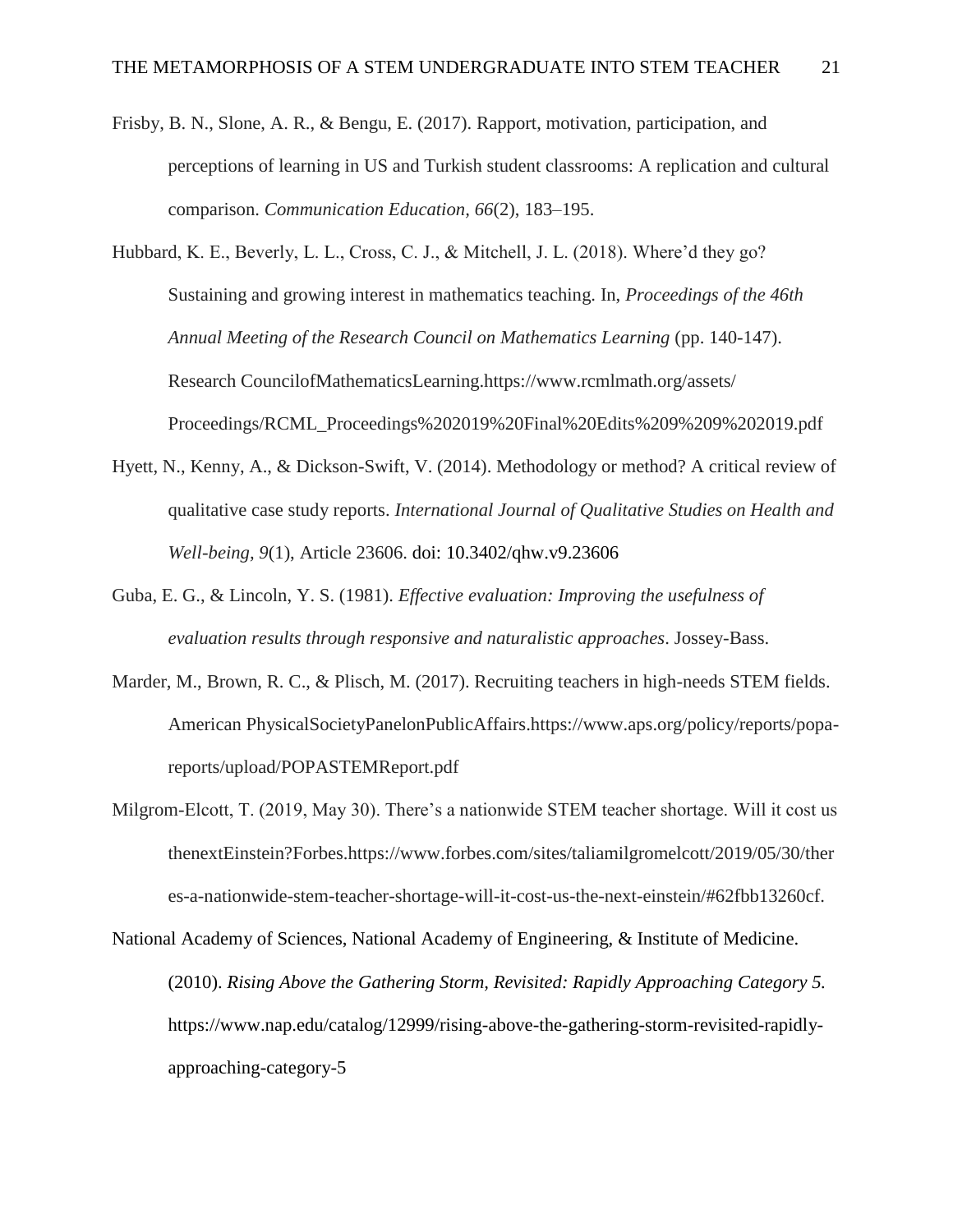Frisby, B. N., Slone, A. R., & Bengu, E. (2017). Rapport, motivation, participation, and perceptions of learning in US and Turkish student classrooms: A replication and cultural comparison. *Communication Education, 66*(2), 183–195.

Hubbard, K. E., Beverly, L. L., Cross, C. J., & Mitchell, J. L. (2018). Where'd they go? Sustaining and growing interest in mathematics teaching. In, *Proceedings of the 46th Annual Meeting of the Research Council on Mathematics Learning* (pp. 140-147). Research CouncilofMathematicsLearning.https://www.rcmlmath.org/assets/Proceedings/RCML_Proceedings%202019%20Final%20Edits%209%209%202019.pdf

Hyett, N., Kenny, A., & Dickson-Swift, V. (2014). Methodology or method? A critical review of qualitative case study reports. *International Journal of Qualitative Studies on Health and Well-being, 9*(1), Article 23606. doi: 10.3402/qhw.v9.23606

Guba, E. G., & Lincoln, Y. S. (1981). *Effective evaluation: Improving the usefulness of evaluation results through responsive and naturalistic approaches*. Jossey-Bass.

Marder, M., Brown, R. C., & Plisch, M. (2017). Recruiting teachers in high-needs STEM fields. American PhysicalSocietyPanelonPublicAffairs.https://www.aps.org/policy/reports/popa-reports/upload/POPASTEMReport.pdf

Milgrom-Elcott, T. (2019, May 30). There's a nationwide STEM teacher shortage. Will it cost us thenextEinstein?Forbes.https://www.forbes.com/sites/taliamilgromelcott/2019/05/30/theres-a-nationwide-stem-teacher-shortage-will-it-cost-us-the-next-einstein/#62fbb13260cf.

National Academy of Sciences, National Academy of Engineering, & Institute of Medicine. (2010). *Rising Above the Gathering Storm, Revisited: Rapidly Approaching Category 5.* https://www.nap.edu/catalog/12999/rising-above-the-gathering-storm-revisited-rapidly-approaching-category-5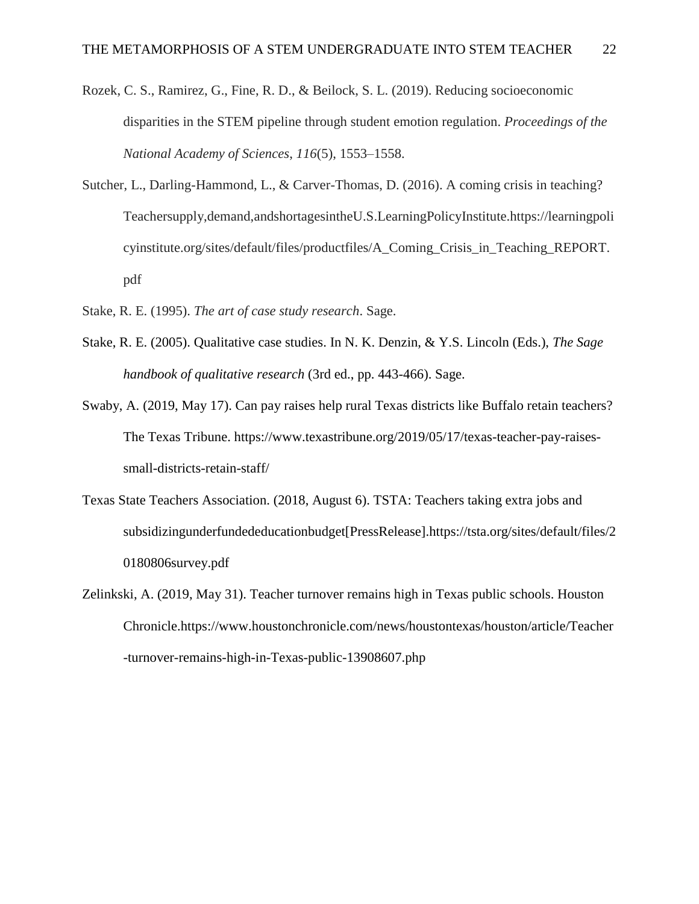Rozek, C. S., Ramirez, G., Fine, R. D., & Beilock, S. L. (2019). Reducing socioeconomic disparities in the STEM pipeline through student emotion regulation. *Proceedings of the National Academy of Sciences*, *116*(5), 1553–1558.

Sutcher, L., Darling-Hammond, L., & Carver-Thomas, D. (2016). A coming crisis in teaching? Teachersupply,demand,andshortagesintheU.S.LearningPolicyInstitute.https://learningpolicyinstitute.org/sites/default/files/productfiles/A_Coming_Crisis_in_Teaching_REPORT.pdf

Stake, R. E. (1995). *The art of case study research*. Sage.

Stake, R. E. (2005). Qualitative case studies. In N. K. Denzin, & Y.S. Lincoln (Eds.), *The Sage handbook of qualitative research* (3rd ed., pp. 443-466). Sage.

Swaby, A. (2019, May 17). Can pay raises help rural Texas districts like Buffalo retain teachers? The Texas Tribune. https://www.texastribune.org/2019/05/17/texas-teacher-pay-raises-small-districts-retain-staff/

Texas State Teachers Association. (2018, August 6). TSTA: Teachers taking extra jobs and subsidizingunderfundededucationbudget[PressRelease].https://tsta.org/sites/default/files/20180806survey.pdf

Zelinkski, A. (2019, May 31). Teacher turnover remains high in Texas public schools. Houston Chronicle.https://www.houstonchronicle.com/news/houstontexas/houston/article/Teacher-turnover-remains-high-in-Texas-public-13908607.php